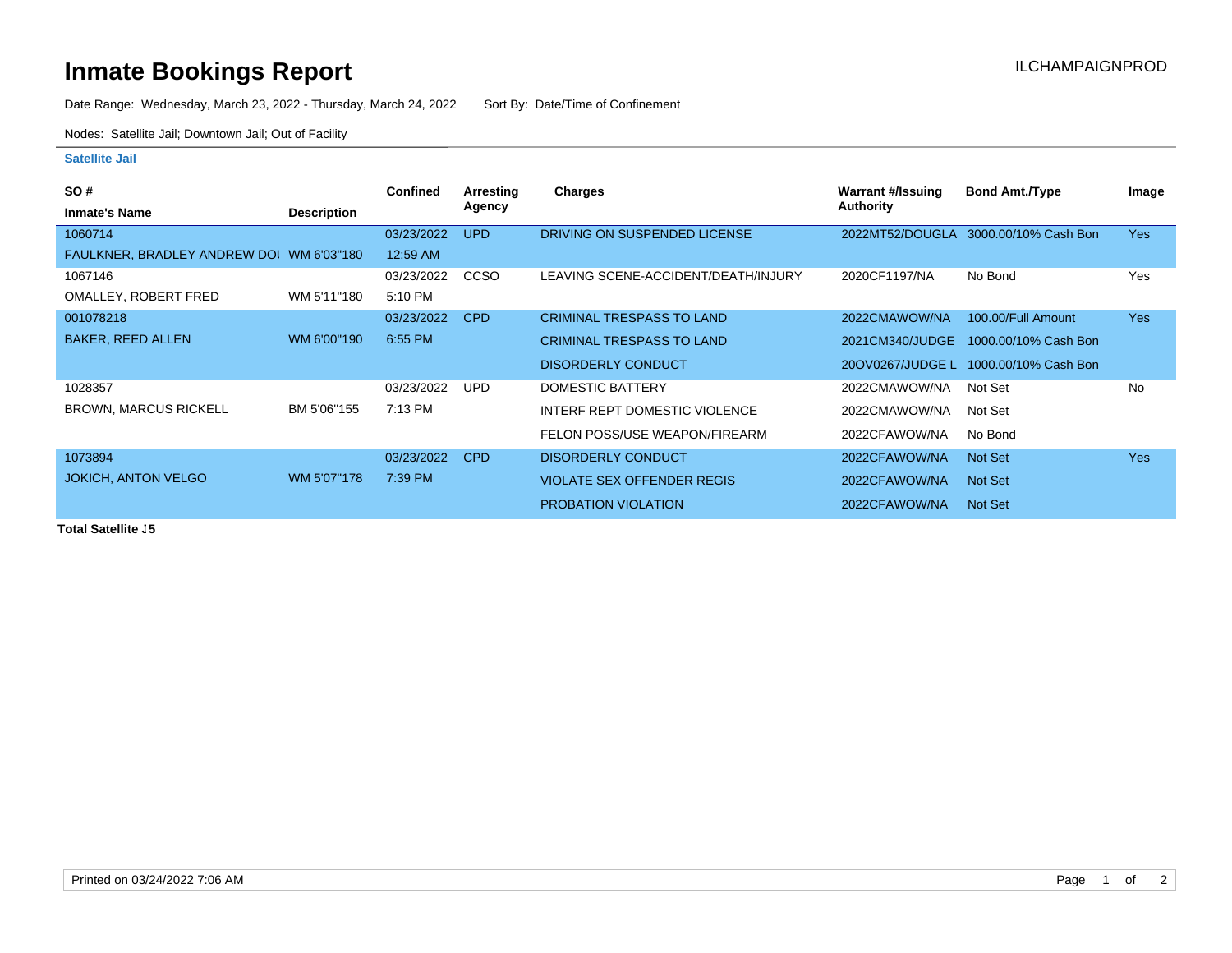# Inmate Bookings Report

ILCHAMPAIGNPROD

Date Range: Wednesday, March 23, 2022 - Thursday, March 24, 2022    Sort By: Date/Time of Confinement

Nodes: Satellite Jail; Downtown Jail; Out of Facility

## Satellite Jail

| SO # / Inmate's Name | Description | Confined | Arresting Agency | Charges | Warrant #/Issuing Authority | Bond Amt./Type | Image |
|---|---|---|---|---|---|---|---|
| 1060714 FAULKNER, BRADLEY ANDREW DOI | WM 6'03"180 | 03/23/2022 12:59 AM | UPD | DRIVING ON SUSPENDED LICENSE | 2022MT52/DOUGLA | 3000.00/10% Cash Bon | Yes |
| 1067146 OMALLEY, ROBERT FRED | WM 5'11"180 | 03/23/2022 5:10 PM | CCSO | LEAVING SCENE-ACCIDENT/DEATH/INJURY | 2020CF1197/NA | No Bond | Yes |
| 001078218 BAKER, REED ALLEN | WM 6'00"190 | 03/23/2022 6:55 PM | CPD | CRIMINAL TRESPASS TO LAND | 2022CMAWOW/NA | 100.00/Full Amount | Yes |
| | | | | CRIMINAL TRESPASS TO LAND | 2021CM340/JUDGE | 1000.00/10% Cash Bon | |
| | | | | DISORDERLY CONDUCT | 20OV0267/JUDGE L | 1000.00/10% Cash Bon | |
| 1028357 BROWN, MARCUS RICKELL | BM 5'06"155 | 03/23/2022 7:13 PM | UPD | DOMESTIC BATTERY | 2022CMAWOW/NA | Not Set | No |
| | | | | INTERF REPT DOMESTIC VIOLENCE | 2022CMAWOW/NA | Not Set | |
| | | | | FELON POSS/USE WEAPON/FIREARM | 2022CFAWOW/NA | No Bond | |
| 1073894 JOKICH, ANTON VELGO | WM 5'07"178 | 03/23/2022 7:39 PM | CPD | DISORDERLY CONDUCT | 2022CFAWOW/NA | Not Set | Yes |
| | | | | VIOLATE SEX OFFENDER REGIS | 2022CFAWOW/NA | Not Set | |
| | | | | PROBATION VIOLATION | 2022CFAWOW/NA | Not Set | |

**Total Satellite J5**

Printed on 03/24/2022 7:06 AM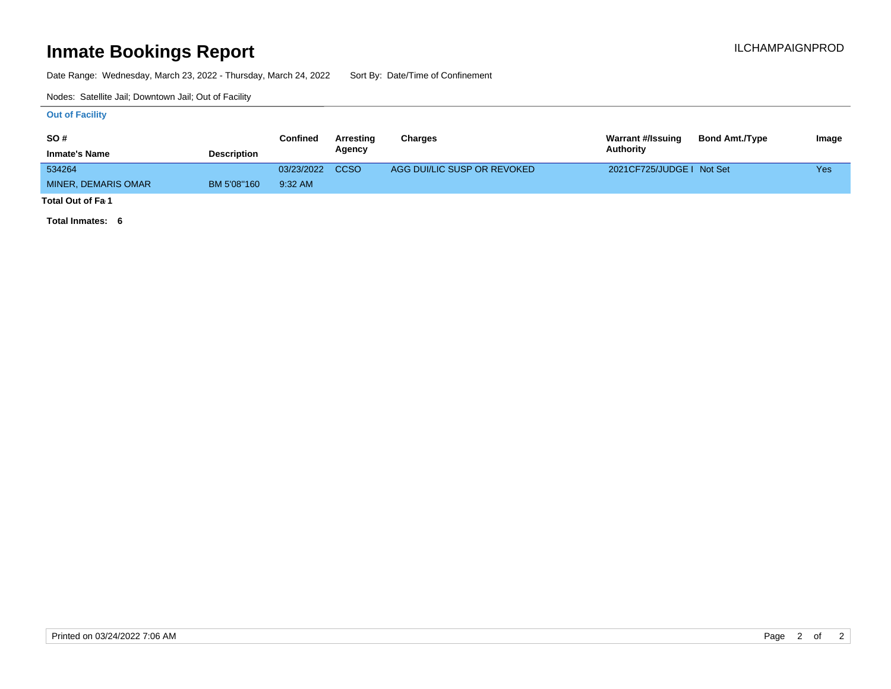# Inmate Bookings Report

ILCHAMPAIGNPROD

Date Range: Wednesday, March 23, 2022 - Thursday, March 24, 2022 Sort By: Date/Time of Confinement

Nodes: Satellite Jail; Downtown Jail; Out of Facility

**Out of Facility**

| SO # / Inmate's Name | Description | Confined | Arresting Agency | Charges | Warrant #/Issuing Authority | Bond Amt./Type | Image |
|---|---|---|---|---|---|---|---|
| 534264<br>MINER, DEMARIS OMAR | BM 5'08''160 | 03/23/2022<br>9:32 AM | CCSO | AGG DUI/LIC SUSP OR REVOKED | 2021CF725/JUDGE I | Not Set | Yes |

**Total Out of Fa 1**

**Total Inmates: 6**

Printed on 03/24/2022 7:06 AM